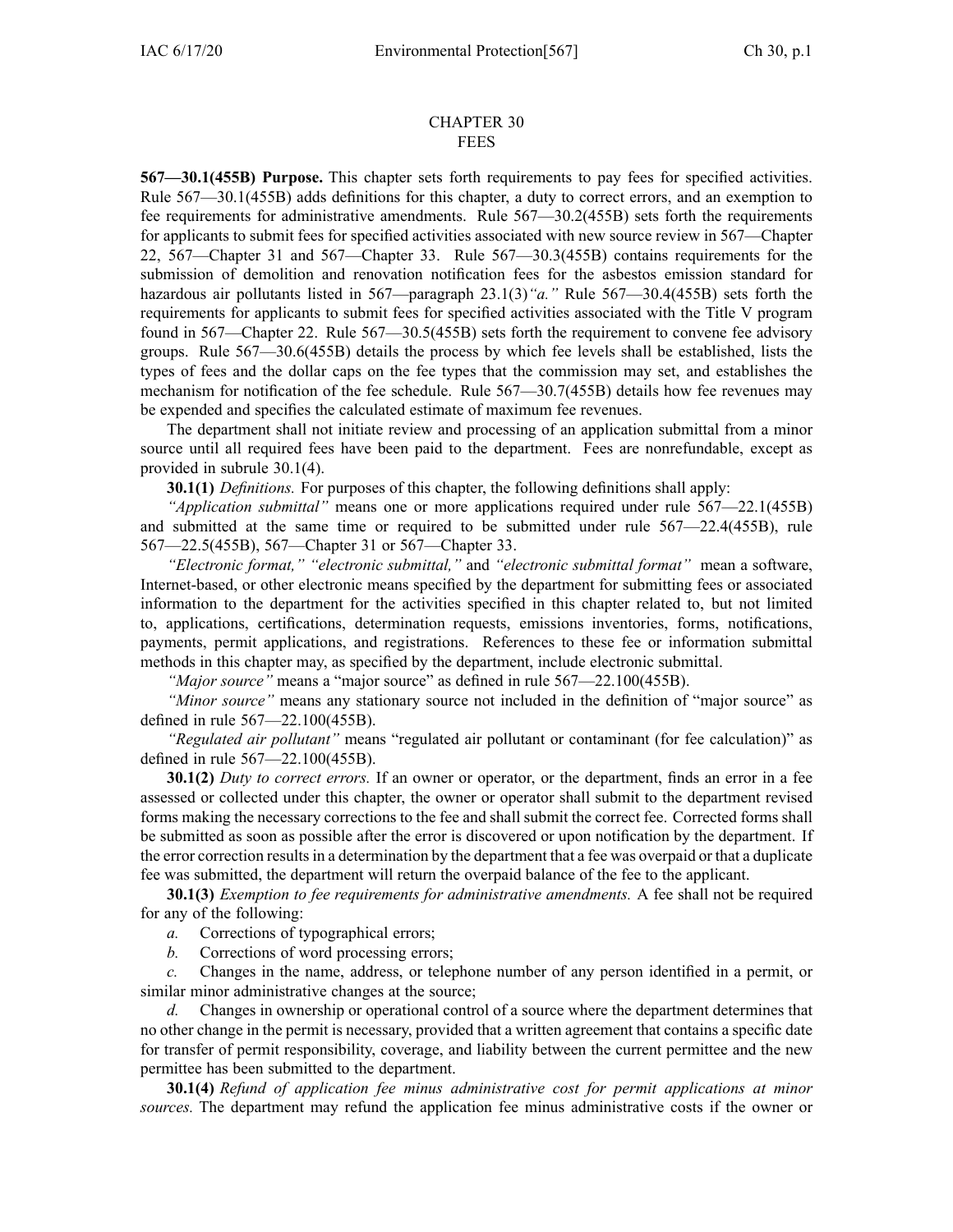# CHAPTER 30
# FEES

**567—30.1(455B) Purpose.** This chapter sets forth requirements to pay fees for specified activities. Rule 567—30.1(455B) adds definitions for this chapter, a duty to correct errors, and an exemption to fee requirements for administrative amendments. Rule 567—30.2(455B) sets forth the requirements for applicants to submit fees for specified activities associated with new source review in 567—Chapter 22, 567—Chapter 31 and 567—Chapter 33. Rule 567—30.3(455B) contains requirements for the submission of demolition and renovation notification fees for the asbestos emission standard for hazardous air pollutants listed in 567—paragraph 23.1(3)*"a."* Rule 567—30.4(455B) sets forth the requirements for applicants to submit fees for specified activities associated with the Title V program found in 567—Chapter 22. Rule 567—30.5(455B) sets forth the requirement to convene fee advisory groups. Rule 567—30.6(455B) details the process by which fee levels shall be established, lists the types of fees and the dollar caps on the fee types that the commission may set, and establishes the mechanism for notification of the fee schedule. Rule 567—30.7(455B) details how fee revenues may be expended and specifies the calculated estimate of maximum fee revenues.

The department shall not initiate review and processing of an application submittal from a minor source until all required fees have been paid to the department. Fees are nonrefundable, except as provided in subrule 30.1(4).

**30.1(1)** *Definitions.* For purposes of this chapter, the following definitions shall apply:

*"Application submittal"* means one or more applications required under rule 567—22.1(455B) and submitted at the same time or required to be submitted under rule 567—22.4(455B), rule 567—22.5(455B), 567—Chapter 31 or 567—Chapter 33.

*"Electronic format," "electronic submittal,"* and *"electronic submittal format"* mean a software, Internet-based, or other electronic means specified by the department for submitting fees or associated information to the department for the activities specified in this chapter related to, but not limited to, applications, certifications, determination requests, emissions inventories, forms, notifications, payments, permit applications, and registrations. References to these fee or information submittal methods in this chapter may, as specified by the department, include electronic submittal.

*"Major source"* means a "major source" as defined in rule 567—22.100(455B).

*"Minor source"* means any stationary source not included in the definition of "major source" as defined in rule 567—22.100(455B).

*"Regulated air pollutant"* means "regulated air pollutant or contaminant (for fee calculation)" as defined in rule 567—22.100(455B).

**30.1(2)** *Duty to correct errors.* If an owner or operator, or the department, finds an error in a fee assessed or collected under this chapter, the owner or operator shall submit to the department revised forms making the necessary corrections to the fee and shall submit the correct fee. Corrected forms shall be submitted as soon as possible after the error is discovered or upon notification by the department. If the error correction results in a determination by the department that a fee was overpaid or that a duplicate fee was submitted, the department will return the overpaid balance of the fee to the applicant.

**30.1(3)** *Exemption to fee requirements for administrative amendments.* A fee shall not be required for any of the following:

*a.* Corrections of typographical errors;

*b.* Corrections of word processing errors;

*c.* Changes in the name, address, or telephone number of any person identified in a permit, or similar minor administrative changes at the source;

*d.* Changes in ownership or operational control of a source where the department determines that no other change in the permit is necessary, provided that a written agreement that contains a specific date for transfer of permit responsibility, coverage, and liability between the current permittee and the new permittee has been submitted to the department.

**30.1(4)** *Refund of application fee minus administrative cost for permit applications at minor sources.* The department may refund the application fee minus administrative costs if the owner or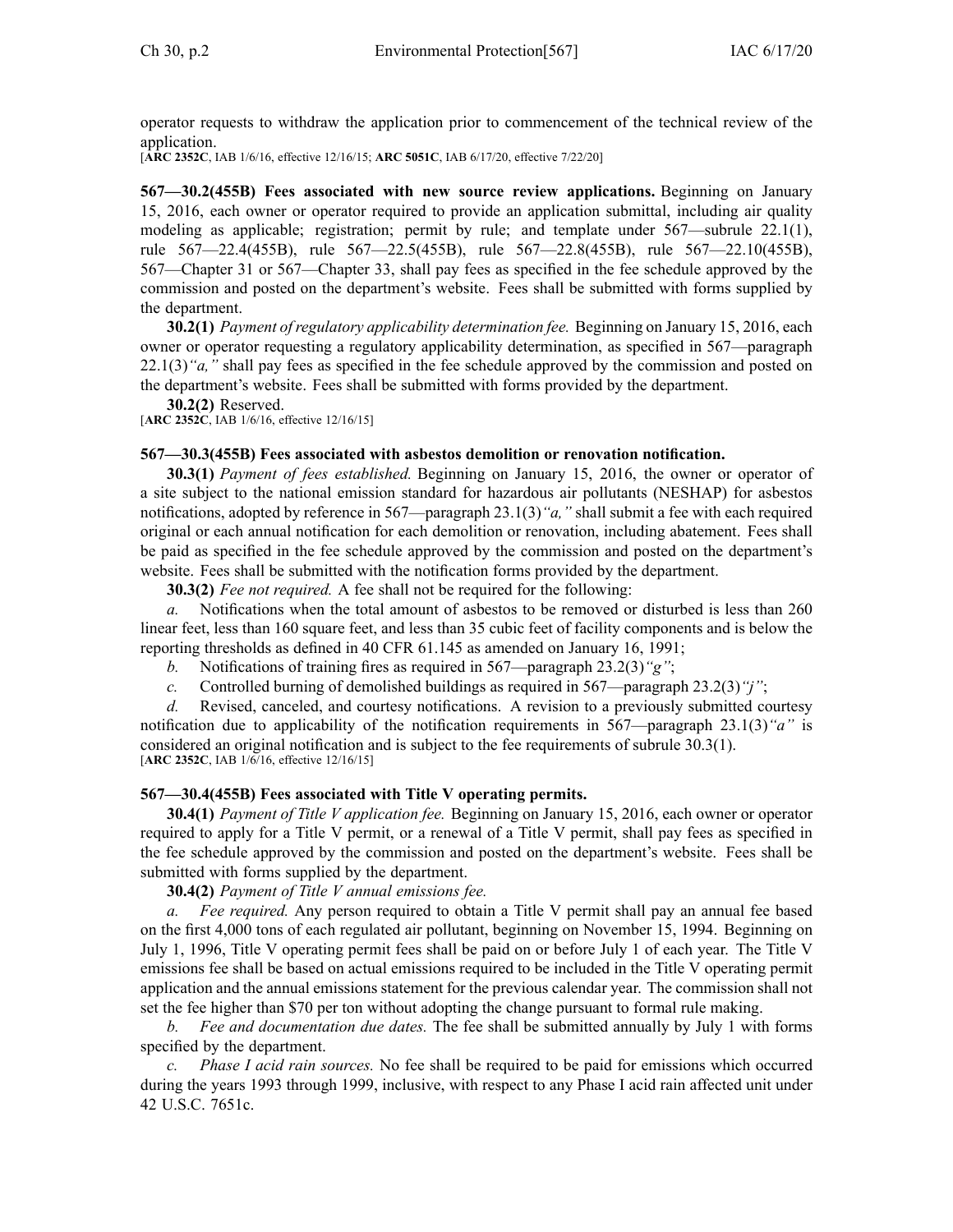operator requests to withdraw the application prior to commencement of the technical review of the application.

[**ARC 2352C**, IAB 1/6/16, effective 12/16/15; **ARC 5051C**, IAB 6/17/20, effective 7/22/20]

**567—30.2(455B) Fees associated with new source review applications.** Beginning on January 15, 2016, each owner or operator required to provide an application submittal, including air quality modeling as applicable; registration; permit by rule; and template under 567—subrule 22.1(1), rule 567—22.4(455B), rule 567—22.5(455B), rule 567—22.8(455B), rule 567—22.10(455B), 567—Chapter 31 or 567—Chapter 33, shall pay fees as specified in the fee schedule approved by the commission and posted on the department's website. Fees shall be submitted with forms supplied by the department.

**30.2(1)** *Payment of regulatory applicability determination fee.* Beginning on January 15, 2016, each owner or operator requesting a regulatory applicability determination, as specified in 567—paragraph 22.1(3)*"a,"* shall pay fees as specified in the fee schedule approved by the commission and posted on the department's website. Fees shall be submitted with forms provided by the department.

**30.2(2)** Reserved.

[**ARC 2352C**, IAB 1/6/16, effective 12/16/15]

**567—30.3(455B) Fees associated with asbestos demolition or renovation notification.**

**30.3(1)** *Payment of fees established.* Beginning on January 15, 2016, the owner or operator of a site subject to the national emission standard for hazardous air pollutants (NESHAP) for asbestos notifications, adopted by reference in 567—paragraph 23.1(3)*"a,"* shall submit a fee with each required original or each annual notification for each demolition or renovation, including abatement. Fees shall be paid as specified in the fee schedule approved by the commission and posted on the department's website. Fees shall be submitted with the notification forms provided by the department.

**30.3(2)** *Fee not required.* A fee shall not be required for the following:

*a.* Notifications when the total amount of asbestos to be removed or disturbed is less than 260 linear feet, less than 160 square feet, and less than 35 cubic feet of facility components and is below the reporting thresholds as defined in 40 CFR 61.145 as amended on January 16, 1991;

*b.* Notifications of training fires as required in 567—paragraph 23.2(3)*"g"*;

*c.* Controlled burning of demolished buildings as required in 567—paragraph 23.2(3)*"j"*;

*d.* Revised, canceled, and courtesy notifications. A revision to a previously submitted courtesy notification due to applicability of the notification requirements in 567—paragraph 23.1(3)*"a"* is considered an original notification and is subject to the fee requirements of subrule 30.3(1).

[**ARC 2352C**, IAB 1/6/16, effective 12/16/15]

**567—30.4(455B) Fees associated with Title V operating permits.**

**30.4(1)** *Payment of Title V application fee.* Beginning on January 15, 2016, each owner or operator required to apply for a Title V permit, or a renewal of a Title V permit, shall pay fees as specified in the fee schedule approved by the commission and posted on the department's website. Fees shall be submitted with forms supplied by the department.

**30.4(2)** *Payment of Title V annual emissions fee.*

*a.* *Fee required.* Any person required to obtain a Title V permit shall pay an annual fee based on the first 4,000 tons of each regulated air pollutant, beginning on or before November 15, 1994. Beginning on July 1, 1996, Title V operating permit fees shall be paid on or before July 1 of each year. The Title V emissions fee shall be based on actual emissions required to be included in the Title V operating permit application and the annual emissions statement for the previous calendar year. The commission shall not set the fee higher than $70 per ton without adopting the change pursuant to formal rule making.

*b.* *Fee and documentation due dates.* The fee shall be submitted annually by July 1 with forms specified by the department.

*c.* *Phase I acid rain sources.* No fee shall be required to be paid for emissions which occurred during the years 1993 through 1999, inclusive, with respect to any Phase I acid rain affected unit under 42 U.S.C. 7651c.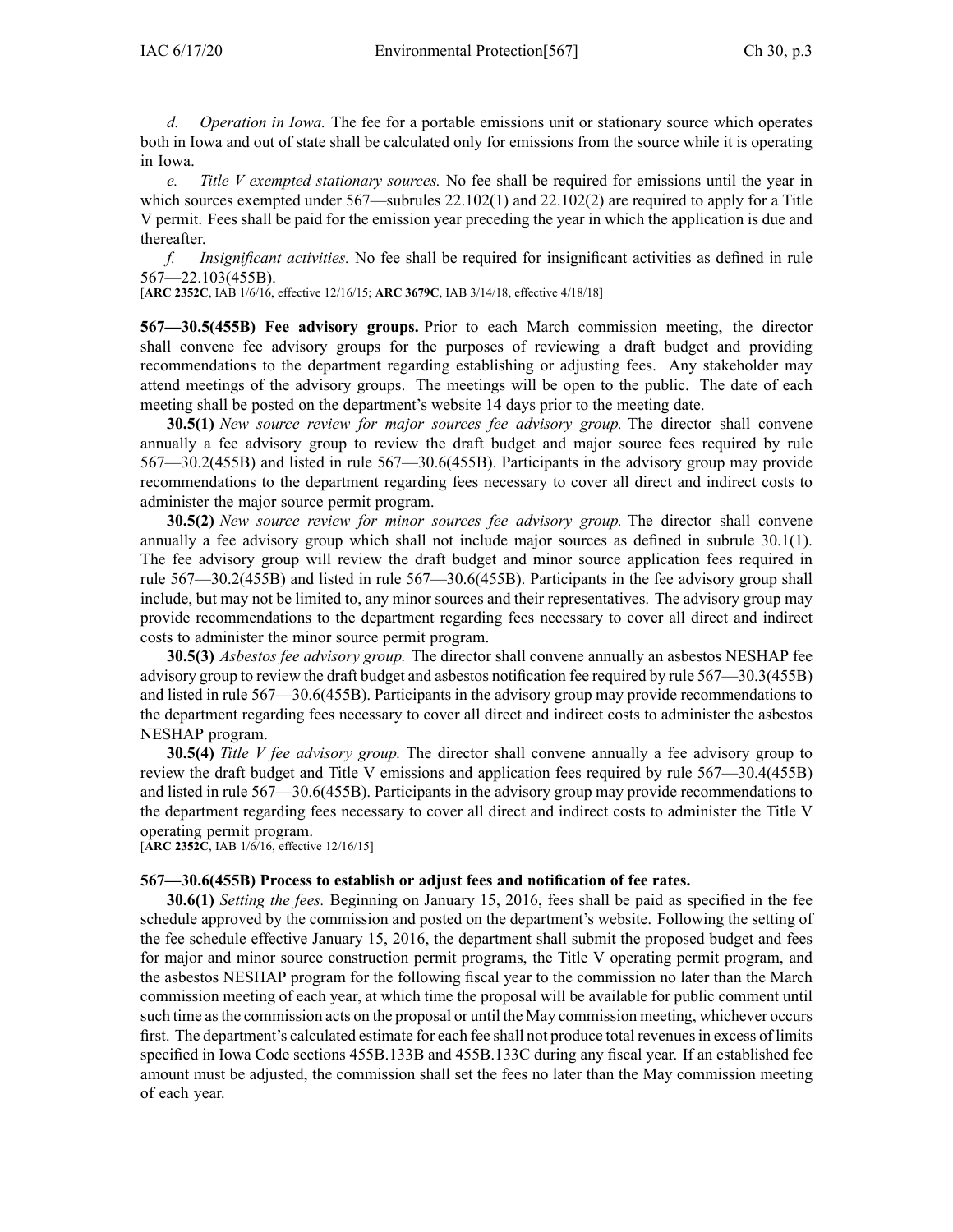*d. Operation in Iowa.* The fee for a portable emissions unit or stationary source which operates both in Iowa and out of state shall be calculated only for emissions from the source while it is operating in Iowa.

*e. Title V exempted stationary sources.* No fee shall be required for emissions until the year in which sources exempted under 567—subrules 22.102(1) and 22.102(2) are required to apply for a Title V permit. Fees shall be paid for the emission year preceding the year in which the application is due and thereafter.

*f. Insignificant activities.* No fee shall be required for insignificant activities as defined in rule 567—22.103(455B).

[**ARC 2352C**, IAB 1/6/16, effective 12/16/15; **ARC 3679C**, IAB 3/14/18, effective 4/18/18]

**567—30.5(455B) Fee advisory groups.** Prior to each March commission meeting, the director shall convene fee advisory groups for the purposes of reviewing a draft budget and providing recommendations to the department regarding establishing or adjusting fees. Any stakeholder may attend meetings of the advisory groups. The meetings will be open to the public. The date of each meeting shall be posted on the department's website 14 days prior to the meeting date.

**30.5(1)** *New source review for major sources fee advisory group.* The director shall convene annually a fee advisory group to review the draft budget and major source fees required by rule 567—30.2(455B) and listed in rule 567—30.6(455B). Participants in the advisory group may provide recommendations to the department regarding fees necessary to cover all direct and indirect costs to administer the major source permit program.

**30.5(2)** *New source review for minor sources fee advisory group.* The director shall convene annually a fee advisory group which shall not include major sources as defined in subrule 30.1(1). The fee advisory group will review the draft budget and minor source application fees required in rule 567—30.2(455B) and listed in rule 567—30.6(455B). Participants in the fee advisory group shall include, but may not be limited to, any minor sources and their representatives. The advisory group may provide recommendations to the department regarding fees necessary to cover all direct and indirect costs to administer the minor source permit program.

**30.5(3)** *Asbestos fee advisory group.* The director shall convene annually an asbestos NESHAP fee advisory group to review the draft budget and asbestos notification fee required by rule 567—30.3(455B) and listed in rule 567—30.6(455B). Participants in the advisory group may provide recommendations to the department regarding fees necessary to cover all direct and indirect costs to administer the asbestos NESHAP program.

**30.5(4)** *Title V fee advisory group.* The director shall convene annually a fee advisory group to review the draft budget and Title V emissions and application fees required by rule 567—30.4(455B) and listed in rule 567—30.6(455B). Participants in the advisory group may provide recommendations to the department regarding fees necessary to cover all direct and indirect costs to administer the Title V operating permit program.

[**ARC 2352C**, IAB 1/6/16, effective 12/16/15]

**567—30.6(455B) Process to establish or adjust fees and notification of fee rates.**

**30.6(1)** *Setting the fees.* Beginning on January 15, 2016, fees shall be paid as specified in the fee schedule approved by the commission and posted on the department's website. Following the setting of the fee schedule effective January 15, 2016, the department shall submit the proposed budget and fees for major and minor source construction permit programs, the Title V operating permit program, and the asbestos NESHAP program for the following fiscal year to the commission no later than the March commission meeting of each year, at which time the proposal will be available for public comment until such time as the commission acts on the proposal or until the May commission meeting, whichever occurs first. The department's calculated estimate for each fee shall not produce total revenues in excess of limits specified in Iowa Code sections 455B.133B and 455B.133C during any fiscal year. If an established fee amount must be adjusted, the commission shall set the fees no later than the May commission meeting of each year.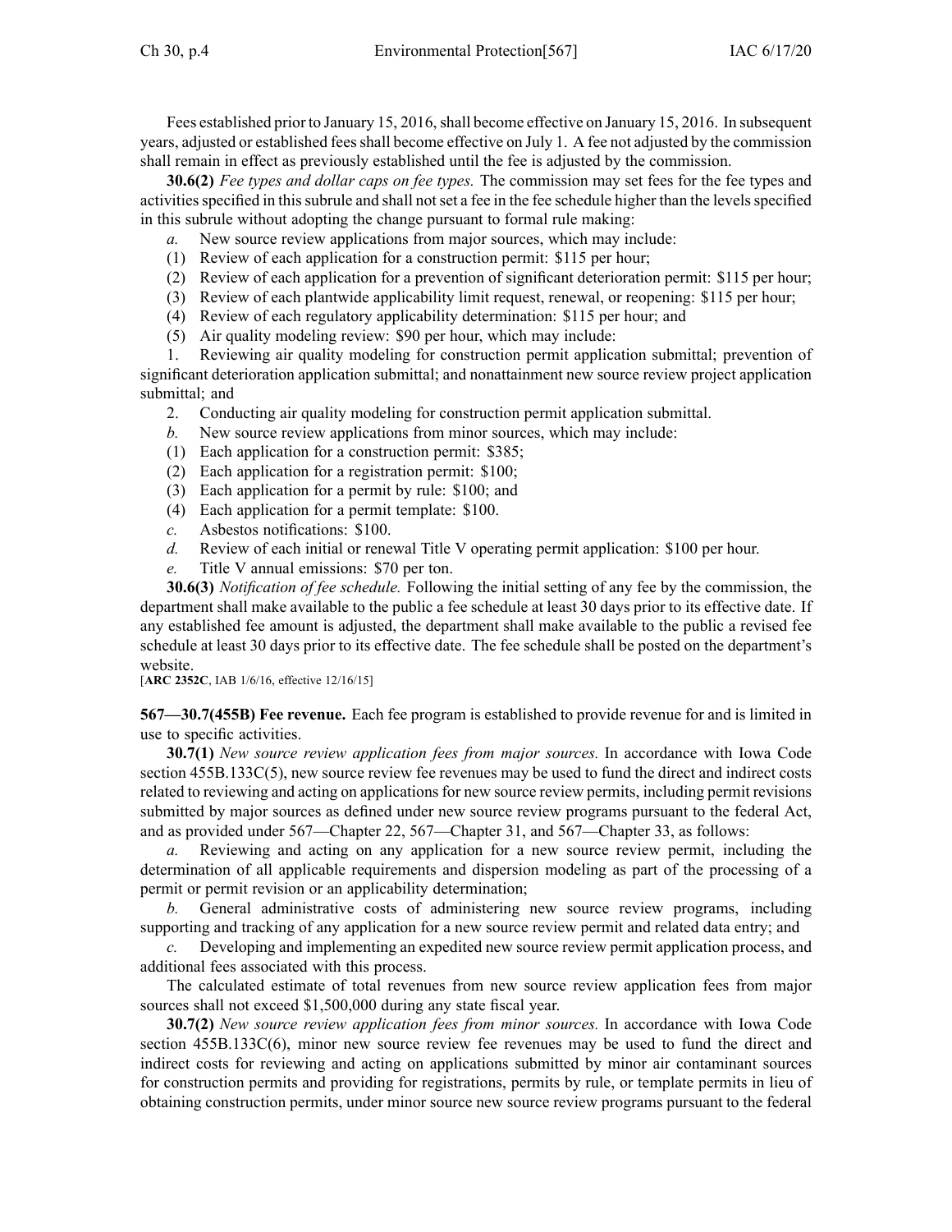Fees established prior to January 15, 2016, shall become effective on January 15, 2016. In subsequent years, adjusted or established fees shall become effective on July 1. A fee not adjusted by the commission shall remain in effect as previously established until the fee is adjusted by the commission.

**30.6(2)** *Fee types and dollar caps on fee types.* The commission may set fees for the fee types and activities specified in this subrule and shall not set a fee in the fee schedule higher than the levels specified in this subrule without adopting the change pursuant to formal rule making:

*a.* New source review applications from major sources, which may include:

(1) Review of each application for a construction permit: $115 per hour;

(2) Review of each application for a prevention of significant deterioration permit: $115 per hour;

(3) Review of each plantwide applicability limit request, renewal, or reopening: $115 per hour;

(4) Review of each regulatory applicability determination: $115 per hour; and

(5) Air quality modeling review: $90 per hour, which may include:

1. Reviewing air quality modeling for construction permit application submittal; prevention of significant deterioration application submittal; and nonattainment new source review project application submittal; and

2. Conducting air quality modeling for construction permit application submittal.

*b.* New source review applications from minor sources, which may include:

(1) Each application for a construction permit: $385;

(2) Each application for a registration permit: $100;

(3) Each application for a permit by rule: $100; and

(4) Each application for a permit template: $100.

*c.* Asbestos notifications: $100.

*d.* Review of each initial or renewal Title V operating permit application: $100 per hour.

*e.* Title V annual emissions: $70 per ton.

**30.6(3)** *Notification of fee schedule.* Following the initial setting of any fee by the commission, the department shall make available to the public a fee schedule at least 30 days prior to its effective date. If any established fee amount is adjusted, the department shall make available to the public a revised fee schedule at least 30 days prior to its effective date. The fee schedule shall be posted on the department's website.

[**ARC 2352C**, IAB 1/6/16, effective 12/16/15]

**567—30.7(455B) Fee revenue.** Each fee program is established to provide revenue for and is limited in use to specific activities.

**30.7(1)** *New source review application fees from major sources.* In accordance with Iowa Code section 455B.133C(5), new source review fee revenues may be used to fund the direct and indirect costs related to reviewing and acting on applications for new source review permits, including permit revisions submitted by major sources as defined under new source review programs pursuant to the federal Act, and as provided under 567—Chapter 22, 567—Chapter 31, and 567—Chapter 33, as follows:

*a.* Reviewing and acting on any application for a new source review permit, including the determination of all applicable requirements and dispersion modeling as part of the processing of a permit or permit revision or an applicability determination;

*b.* General administrative costs of administering new source review programs, including supporting and tracking of any application for a new source review permit and related data entry; and

*c.* Developing and implementing an expedited new source review permit application process, and additional fees associated with this process.

The calculated estimate of total revenues from new source review application fees from major sources shall not exceed $1,500,000 during any state fiscal year.

**30.7(2)** *New source review application fees from minor sources.* In accordance with Iowa Code section 455B.133C(6), minor new source review fee revenues may be used to fund the direct and indirect costs for reviewing and acting on applications submitted by minor air contaminant sources for construction permits and providing for registrations, permits by rule, or template permits in lieu of obtaining construction permits, under minor source new source review programs pursuant to the federal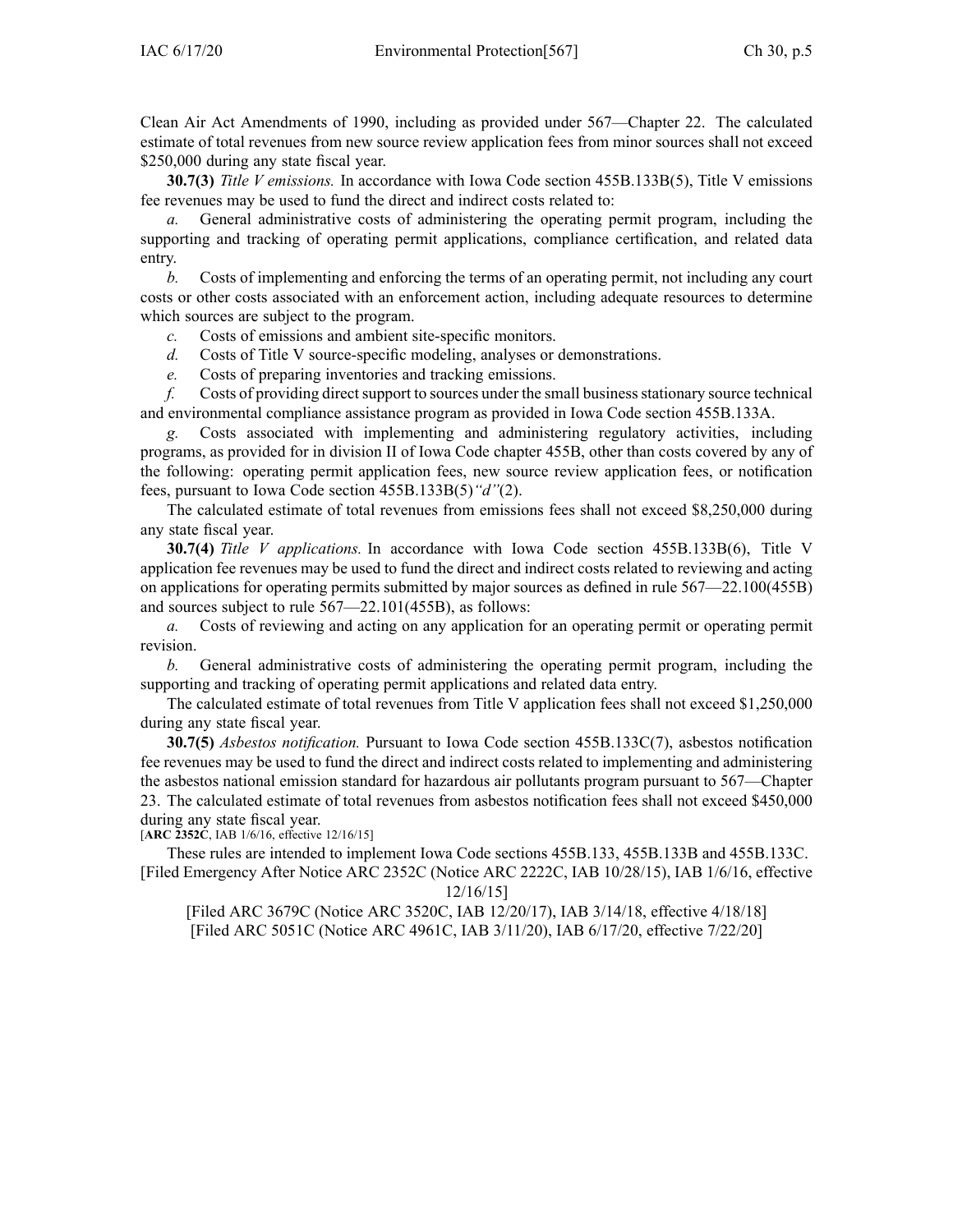Clean Air Act Amendments of 1990, including as provided under 567—Chapter 22. The calculated estimate of total revenues from new source review application fees from minor sources shall not exceed $250,000 during any state fiscal year.

**30.7(3)** *Title V emissions.* In accordance with Iowa Code section 455B.133B(5), Title V emissions fee revenues may be used to fund the direct and indirect costs related to:

*a.* General administrative costs of administering the operating permit program, including the supporting and tracking of operating permit applications, compliance certification, and related data entry.

*b.* Costs of implementing and enforcing the terms of an operating permit, not including any court costs or other costs associated with an enforcement action, including adequate resources to determine which sources are subject to the program.

*c.* Costs of emissions and ambient site-specific monitors.

*d.* Costs of Title V source-specific modeling, analyses or demonstrations.

*e.* Costs of preparing inventories and tracking emissions.

*f.* Costs of providing direct support to sources under the small business stationary source technical and environmental compliance assistance program as provided in Iowa Code section 455B.133A.

*g.* Costs associated with implementing and administering regulatory activities, including programs, as provided for in division II of Iowa Code chapter 455B, other than costs covered by any of the following: operating permit application fees, new source review application fees, or notification fees, pursuant to Iowa Code section 455B.133B(5)*"d"*(2).

The calculated estimate of total revenues from emissions fees shall not exceed $8,250,000 during any state fiscal year.

**30.7(4)** *Title V applications.* In accordance with Iowa Code section 455B.133B(6), Title V application fee revenues may be used to fund the direct and indirect costs related to reviewing and acting on applications for operating permits submitted by major sources as defined in rule 567—22.100(455B) and sources subject to rule 567—22.101(455B), as follows:

*a.* Costs of reviewing and acting on any application for an operating permit or operating permit revision.

*b.* General administrative costs of administering the operating permit program, including the supporting and tracking of operating permit applications and related data entry.

The calculated estimate of total revenues from Title V application fees shall not exceed $1,250,000 during any state fiscal year.

**30.7(5)** *Asbestos notification.* Pursuant to Iowa Code section 455B.133C(7), asbestos notification fee revenues may be used to fund the direct and indirect costs related to implementing and administering the asbestos national emission standard for hazardous air pollutants program pursuant to 567—Chapter 23. The calculated estimate of total revenues from asbestos notification fees shall not exceed $450,000 during any state fiscal year.

[**ARC 2352C**, IAB 1/6/16, effective 12/16/15]

These rules are intended to implement Iowa Code sections 455B.133, 455B.133B and 455B.133C.

[Filed Emergency After Notice ARC 2352C (Notice ARC 2222C, IAB 10/28/15), IAB 1/6/16, effective 12/16/15]

[Filed ARC 3679C (Notice ARC 3520C, IAB 12/20/17), IAB 3/14/18, effective 4/18/18]

[Filed ARC 5051C (Notice ARC 4961C, IAB 3/11/20), IAB 6/17/20, effective 7/22/20]